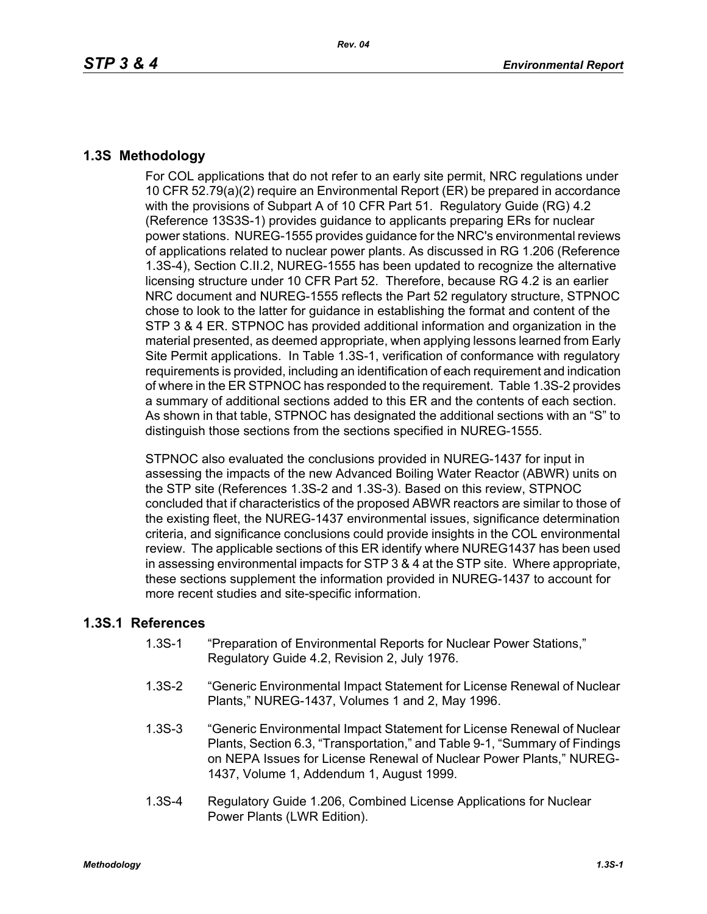## 1.3S Methodology

For COL applications that do not refer to an early site permit, NRC regulations under 10 CFR 52.79(a)(2) require an Environmental Report (ER) be prepared in accordance with the provisions of Subpart A of 10 CFR Part 51. Regulatory Guide (RG) 4.2 (Reference 13S3S-1) provides guidance to applicants preparing ERs for nuclear power stations. NUREG-1555 provides guidance for the NRC's environmental reviews of applications related to nuclear power plants. As discussed in RG 1.206 (Reference 1.3S-4), Section C.II.2, NUREG-1555 has been updated to recognize the alternative licensing structure under 10 CFR Part 52. Therefore, because RG 4.2 is an earlier NRC document and NUREG-1555 reflects the Part 52 regulatory structure, STPNOC chose to look to the latter for guidance in establishing the format and content of the STP 3 & 4 ER. STPNOC has provided additional information and organization in the material presented, as deemed appropriate, when applying lessons learned from Early Site Permit applications. In Table 1.3S-1, verification of conformance with regulatory requirements is provided, including an identification of each requirement and indication of where in the ER STPNOC has responded to the requirement. Table 1.3S-2 provides a summary of additional sections added to this ER and the contents of each section. As shown in that table, STPNOC has designated the additional sections with an "S" to distinguish those sections from the sections specified in NUREG-1555.

STPNOC also evaluated the conclusions provided in NUREG-1437 for input in assessing the impacts of the new Advanced Boiling Water Reactor (ABWR) units on the STP site (References 1.3S-2 and 1.3S-3). Based on this review, STPNOC concluded that if characteristics of the proposed ABWR reactors are similar to those of the existing fleet, the NUREG-1437 environmental issues, significance determination criteria, and significance conclusions could provide insights in the COL environmental review. The applicable sections of this ER identify where NUREG1437 has been used in assessing environmental impacts for STP 3 & 4 at the STP site. Where appropriate, these sections supplement the information provided in NUREG-1437 to account for more recent studies and site-specific information.

### 1.3S.1 References

1.3S-1 "Preparation of Environmental Reports for Nuclear Power Stations," Regulatory Guide 4.2, Revision 2, July 1976.

1.3S-2 "Generic Environmental Impact Statement for License Renewal of Nuclear Plants," NUREG-1437, Volumes 1 and 2, May 1996.

1.3S-3 "Generic Environmental Impact Statement for License Renewal of Nuclear Plants, Section 6.3, "Transportation," and Table 9-1, "Summary of Findings on NEPA Issues for License Renewal of Nuclear Power Plants," NUREG-1437, Volume 1, Addendum 1, August 1999.

1.3S-4 Regulatory Guide 1.206, Combined License Applications for Nuclear Power Plants (LWR Edition).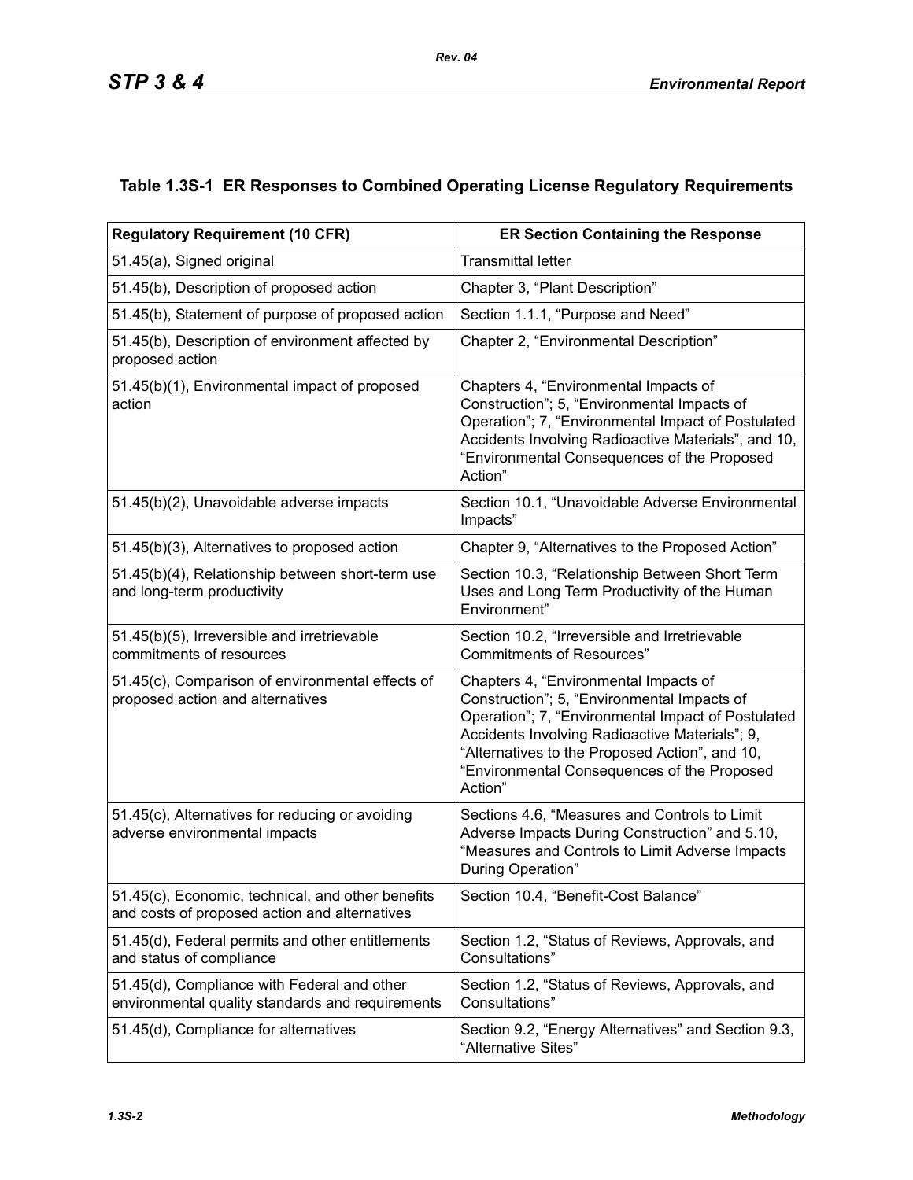### Table 1.3S-1 ER Responses to Combined Operating License Regulatory Requirements

| Regulatory Requirement (10 CFR) | ER Section Containing the Response |
|---|---|
| 51.45(a), Signed original | Transmittal letter |
| 51.45(b), Description of proposed action | Chapter 3, “Plant Description” |
| 51.45(b), Statement of purpose of proposed action | Section 1.1.1, “Purpose and Need” |
| 51.45(b), Description of environment affected by proposed action | Chapter 2, “Environmental Description” |
| 51.45(b)(1), Environmental impact of proposed action | Chapters 4, “Environmental Impacts of Construction”; 5, “Environmental Impacts of Operation”; 7, “Environmental Impact of Postulated Accidents Involving Radioactive Materials”, and 10, “Environmental Consequences of the Proposed Action” |
| 51.45(b)(2), Unavoidable adverse impacts | Section 10.1, “Unavoidable Adverse Environmental Impacts” |
| 51.45(b)(3), Alternatives to proposed action | Chapter 9, “Alternatives to the Proposed Action” |
| 51.45(b)(4), Relationship between short-term use and long-term productivity | Section 10.3, “Relationship Between Short Term Uses and Long Term Productivity of the Human Environment” |
| 51.45(b)(5), Irreversible and irretrievable commitments of resources | Section 10.2, “Irreversible and Irretrievable Commitments of Resources” |
| 51.45(c), Comparison of environmental effects of proposed action and alternatives | Chapters 4, “Environmental Impacts of Construction”; 5, “Environmental Impacts of Operation”; 7, “Environmental Impact of Postulated Accidents Involving Radioactive Materials”; 9, “Alternatives to the Proposed Action”, and 10, “Environmental Consequences of the Proposed Action” |
| 51.45(c), Alternatives for reducing or avoiding adverse environmental impacts | Sections 4.6, “Measures and Controls to Limit Adverse Impacts During Construction” and 5.10, “Measures and Controls to Limit Adverse Impacts During Operation” |
| 51.45(c), Economic, technical, and other benefits and costs of proposed action and alternatives | Section 10.4, “Benefit-Cost Balance” |
| 51.45(d), Federal permits and other entitlements and status of compliance | Section 1.2, “Status of Reviews, Approvals, and Consultations” |
| 51.45(d), Compliance with Federal and other environmental quality standards and requirements | Section 1.2, “Status of Reviews, Approvals, and Consultations” |
| 51.45(d), Compliance for alternatives | Section 9.2, “Energy Alternatives” and Section 9.3, “Alternative Sites” |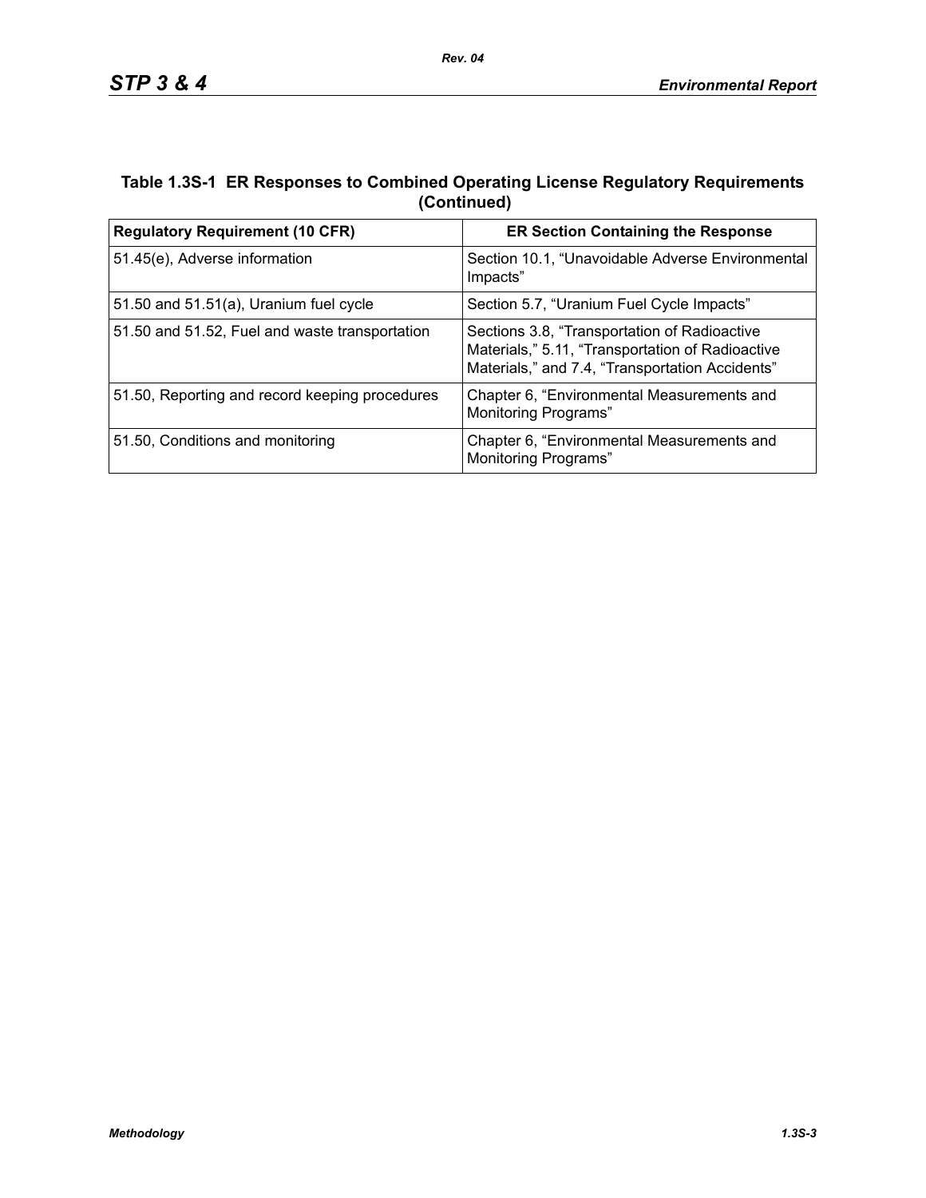## Table 1.3S-1 ER Responses to Combined Operating License Regulatory Requirements (Continued)

| Regulatory Requirement (10 CFR) | ER Section Containing the Response |
|---|---|
| 51.45(e), Adverse information | Section 10.1, “Unavoidable Adverse Environmental Impacts” |
| 51.50 and 51.51(a), Uranium fuel cycle | Section 5.7, “Uranium Fuel Cycle Impacts” |
| 51.50 and 51.52, Fuel and waste transportation | Sections 3.8, “Transportation of Radioactive Materials,” 5.11, “Transportation of Radioactive Materials,” and 7.4, “Transportation Accidents” |
| 51.50, Reporting and record keeping procedures | Chapter 6, “Environmental Measurements and Monitoring Programs” |
| 51.50, Conditions and monitoring | Chapter 6, “Environmental Measurements and Monitoring Programs” |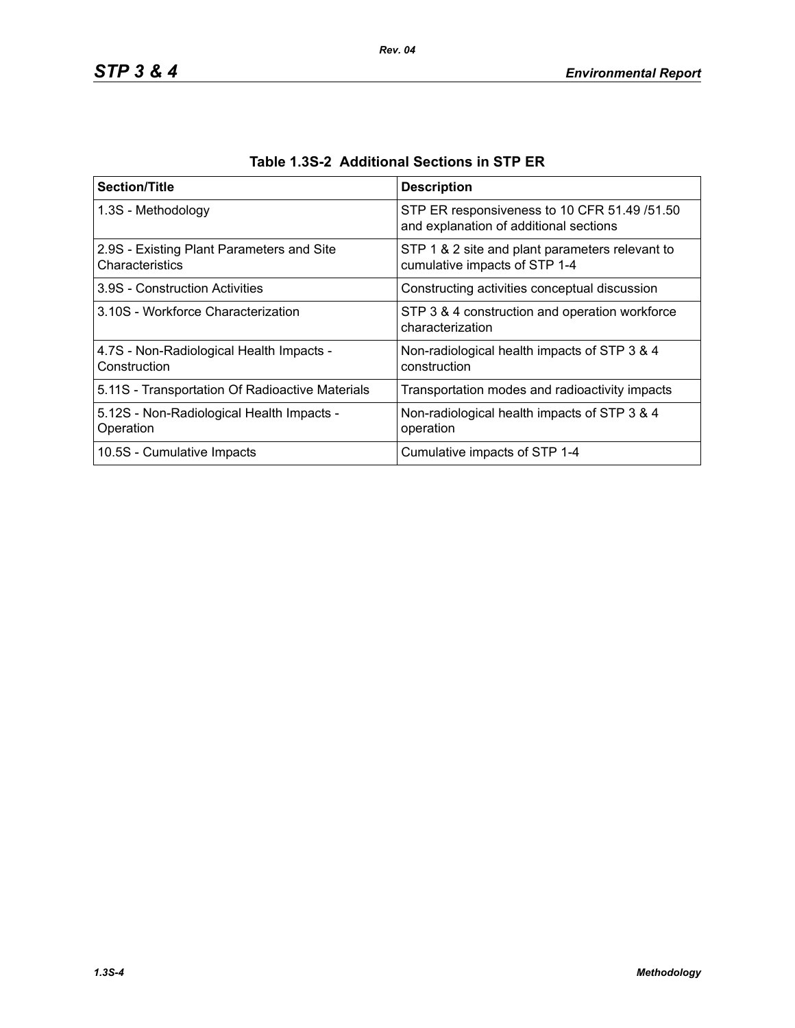## Table 1.3S-2 Additional Sections in STP ER

| Section/Title | Description |
|---|---|
| 1.3S - Methodology | STP ER responsiveness to 10 CFR 51.49 /51.50 and explanation of additional sections |
| 2.9S - Existing Plant Parameters and Site Characteristics | STP 1 & 2 site and plant parameters relevant to cumulative impacts of STP 1-4 |
| 3.9S - Construction Activities | Constructing activities conceptual discussion |
| 3.10S - Workforce Characterization | STP 3 & 4 construction and operation workforce characterization |
| 4.7S - Non-Radiological Health Impacts - Construction | Non-radiological health impacts of STP 3 & 4 construction |
| 5.11S - Transportation Of Radioactive Materials | Transportation modes and radioactivity impacts |
| 5.12S - Non-Radiological Health Impacts - Operation | Non-radiological health impacts of STP 3 & 4 operation |
| 10.5S - Cumulative Impacts | Cumulative impacts of STP 1-4 |